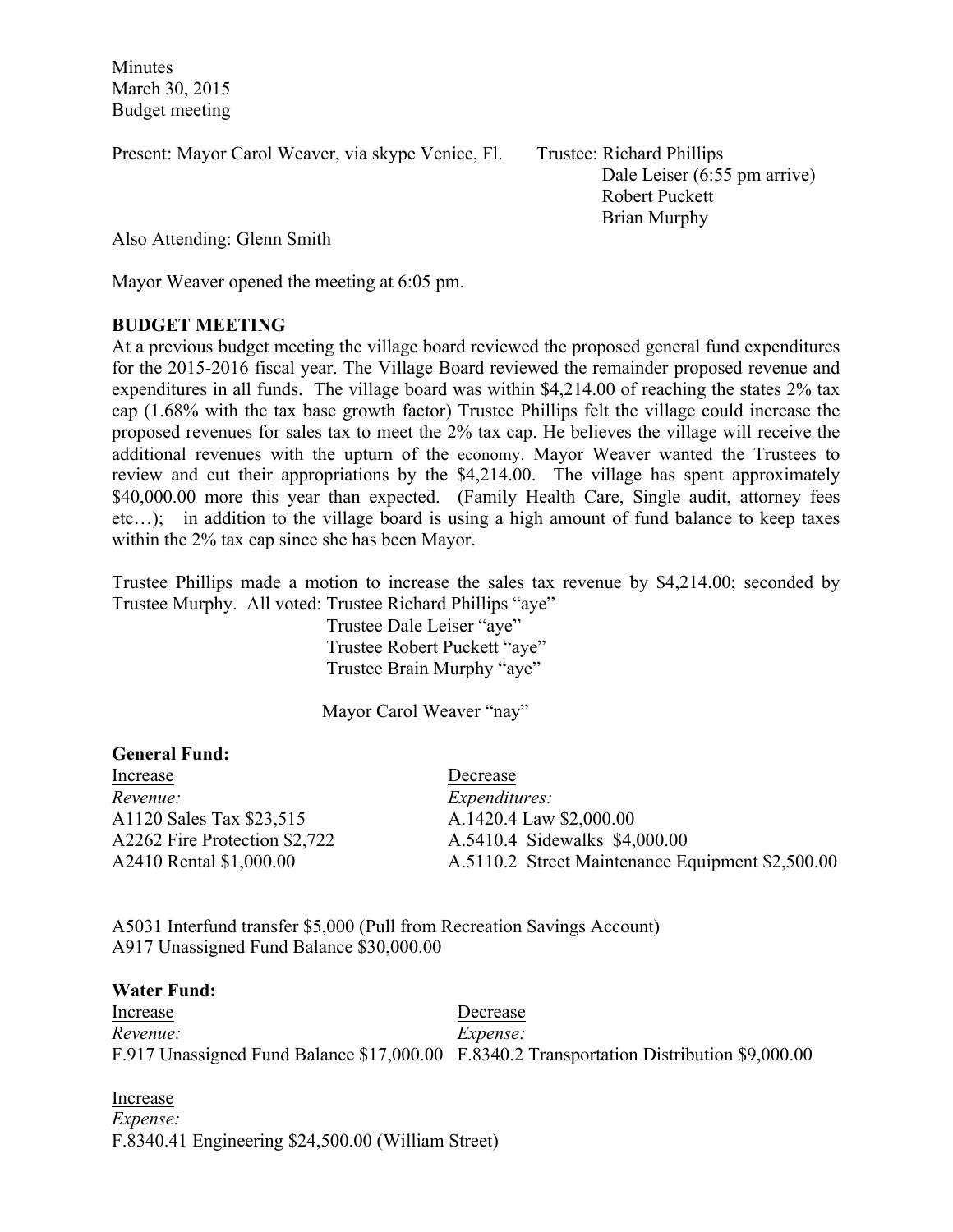Minutes
March 30, 2015
Budget meeting

Present: Mayor Carol Weaver, via skype Venice, Fl.

Trustee: Richard Phillips
Dale Leiser (6:55 pm arrive)
Robert Puckett
Brian Murphy

Also Attending: Glenn Smith

Mayor Weaver opened the meeting at 6:05 pm.

**BUDGET MEETING**

At a previous budget meeting the village board reviewed the proposed general fund expenditures for the 2015-2016 fiscal year. The Village Board reviewed the remainder proposed revenue and expenditures in all funds. The village board was within $4,214.00 of reaching the states 2% tax cap (1.68% with the tax base growth factor) Trustee Phillips felt the village could increase the proposed revenues for sales tax to meet the 2% tax cap. He believes the village will receive the additional revenues with the upturn of the economy. Mayor Weaver wanted the Trustees to review and cut their appropriations by the $4,214.00. The village has spent approximately $40,000.00 more this year than expected. (Family Health Care, Single audit, attorney fees etc…); in addition to the village board is using a high amount of fund balance to keep taxes within the 2% tax cap since she has been Mayor.

Trustee Phillips made a motion to increase the sales tax revenue by $4,214.00; seconded by Trustee Murphy. All voted: Trustee Richard Phillips "aye"
Trustee Dale Leiser "aye"
Trustee Robert Puckett "aye"
Trustee Brain Murphy "aye"

Mayor Carol Weaver "nay"

**General Fund:**

| Increase | Decrease |
|---|---|
| *Revenue:* | *Expenditures:* |
| A1120 Sales Tax $23,515 | A.1420.4 Law $2,000.00 |
| A2262 Fire Protection $2,722 | A.5410.4 Sidewalks $4,000.00 |
| A2410 Rental $1,000.00 | A.5110.2 Street Maintenance Equipment $2,500.00 |

A5031 Interfund transfer $5,000 (Pull from Recreation Savings Account)
A917 Unassigned Fund Balance $30,000.00

**Water Fund:**

| Increase | Decrease |
|---|---|
| *Revenue:* | *Expense:* |
| F.917 Unassigned Fund Balance $17,000.00 | F.8340.2 Transportation Distribution $9,000.00 |

Increase
*Expense:*
F.8340.41 Engineering $24,500.00 (William Street)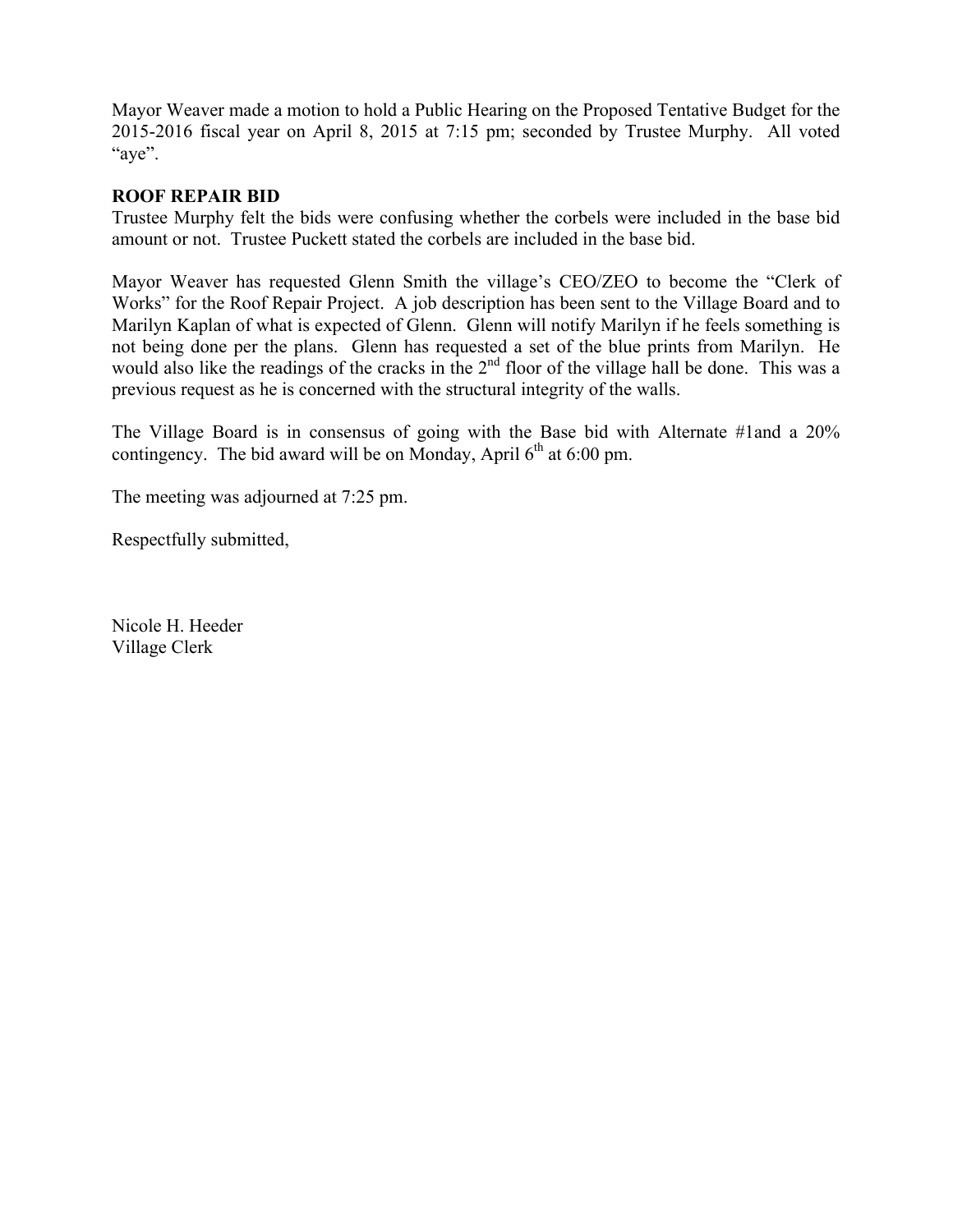Mayor Weaver made a motion to hold a Public Hearing on the Proposed Tentative Budget for the 2015-2016 fiscal year on April 8, 2015 at 7:15 pm; seconded by Trustee Murphy. All voted "aye".

**ROOF REPAIR BID**

Trustee Murphy felt the bids were confusing whether the corbels were included in the base bid amount or not. Trustee Puckett stated the corbels are included in the base bid.

Mayor Weaver has requested Glenn Smith the village's CEO/ZEO to become the "Clerk of Works" for the Roof Repair Project. A job description has been sent to the Village Board and to Marilyn Kaplan of what is expected of Glenn. Glenn will notify Marilyn if he feels something is not being done per the plans. Glenn has requested a set of the blue prints from Marilyn. He would also like the readings of the cracks in the 2nd floor of the village hall be done. This was a previous request as he is concerned with the structural integrity of the walls.

The Village Board is in consensus of going with the Base bid with Alternate #1and a 20% contingency. The bid award will be on Monday, April 6th at 6:00 pm.

The meeting was adjourned at 7:25 pm.

Respectfully submitted,

Nicole H. Heeder
Village Clerk